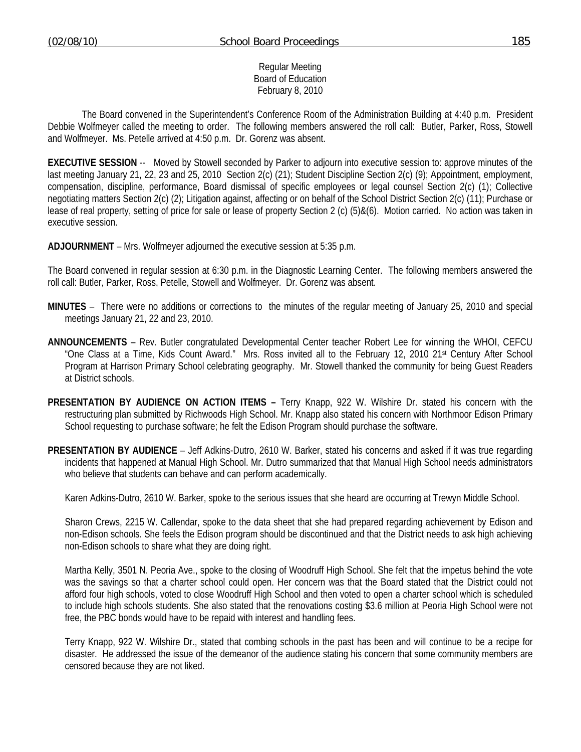Regular Meeting
Board of Education
February 8, 2010

The Board convened in the Superintendent's Conference Room of the Administration Building at 4:40 p.m. President Debbie Wolfmeyer called the meeting to order. The following members answered the roll call: Butler, Parker, Ross, Stowell and Wolfmeyer. Ms. Petelle arrived at 4:50 p.m. Dr. Gorenz was absent.

**EXECUTIVE SESSION** -- Moved by Stowell seconded by Parker to adjourn into executive session to: approve minutes of the last meeting January 21, 22, 23 and 25, 2010 Section 2(c) (21); Student Discipline Section 2(c) (9); Appointment, employment, compensation, discipline, performance, Board dismissal of specific employees or legal counsel Section 2(c) (1); Collective negotiating matters Section 2(c) (2); Litigation against, affecting or on behalf of the School District Section 2(c) (11); Purchase or lease of real property, setting of price for sale or lease of property Section 2 (c) (5)&(6). Motion carried. No action was taken in executive session.

**ADJOURNMENT** – Mrs. Wolfmeyer adjourned the executive session at 5:35 p.m.

The Board convened in regular session at 6:30 p.m. in the Diagnostic Learning Center. The following members answered the roll call: Butler, Parker, Ross, Petelle, Stowell and Wolfmeyer. Dr. Gorenz was absent.

**MINUTES** – There were no additions or corrections to the minutes of the regular meeting of January 25, 2010 and special meetings January 21, 22 and 23, 2010.

**ANNOUNCEMENTS** – Rev. Butler congratulated Developmental Center teacher Robert Lee for winning the WHOI, CEFCU "One Class at a Time, Kids Count Award." Mrs. Ross invited all to the February 12, 2010 21st Century After School Program at Harrison Primary School celebrating geography. Mr. Stowell thanked the community for being Guest Readers at District schools.

**PRESENTATION BY AUDIENCE ON ACTION ITEMS –** Terry Knapp, 922 W. Wilshire Dr. stated his concern with the restructuring plan submitted by Richwoods High School. Mr. Knapp also stated his concern with Northmoor Edison Primary School requesting to purchase software; he felt the Edison Program should purchase the software.

**PRESENTATION BY AUDIENCE** – Jeff Adkins-Dutro, 2610 W. Barker, stated his concerns and asked if it was true regarding incidents that happened at Manual High School. Mr. Dutro summarized that that Manual High School needs administrators who believe that students can behave and can perform academically.

Karen Adkins-Dutro, 2610 W. Barker, spoke to the serious issues that she heard are occurring at Trewyn Middle School.

Sharon Crews, 2215 W. Callendar, spoke to the data sheet that she had prepared regarding achievement by Edison and non-Edison schools. She feels the Edison program should be discontinued and that the District needs to ask high achieving non-Edison schools to share what they are doing right.

Martha Kelly, 3501 N. Peoria Ave., spoke to the closing of Woodruff High School. She felt that the impetus behind the vote was the savings so that a charter school could open. Her concern was that the Board stated that the District could not afford four high schools, voted to close Woodruff High School and then voted to open a charter school which is scheduled to include high schools students. She also stated that the renovations costing $3.6 million at Peoria High School were not free, the PBC bonds would have to be repaid with interest and handling fees.

Terry Knapp, 922 W. Wilshire Dr., stated that combing schools in the past has been and will continue to be a recipe for disaster. He addressed the issue of the demeanor of the audience stating his concern that some community members are censored because they are not liked.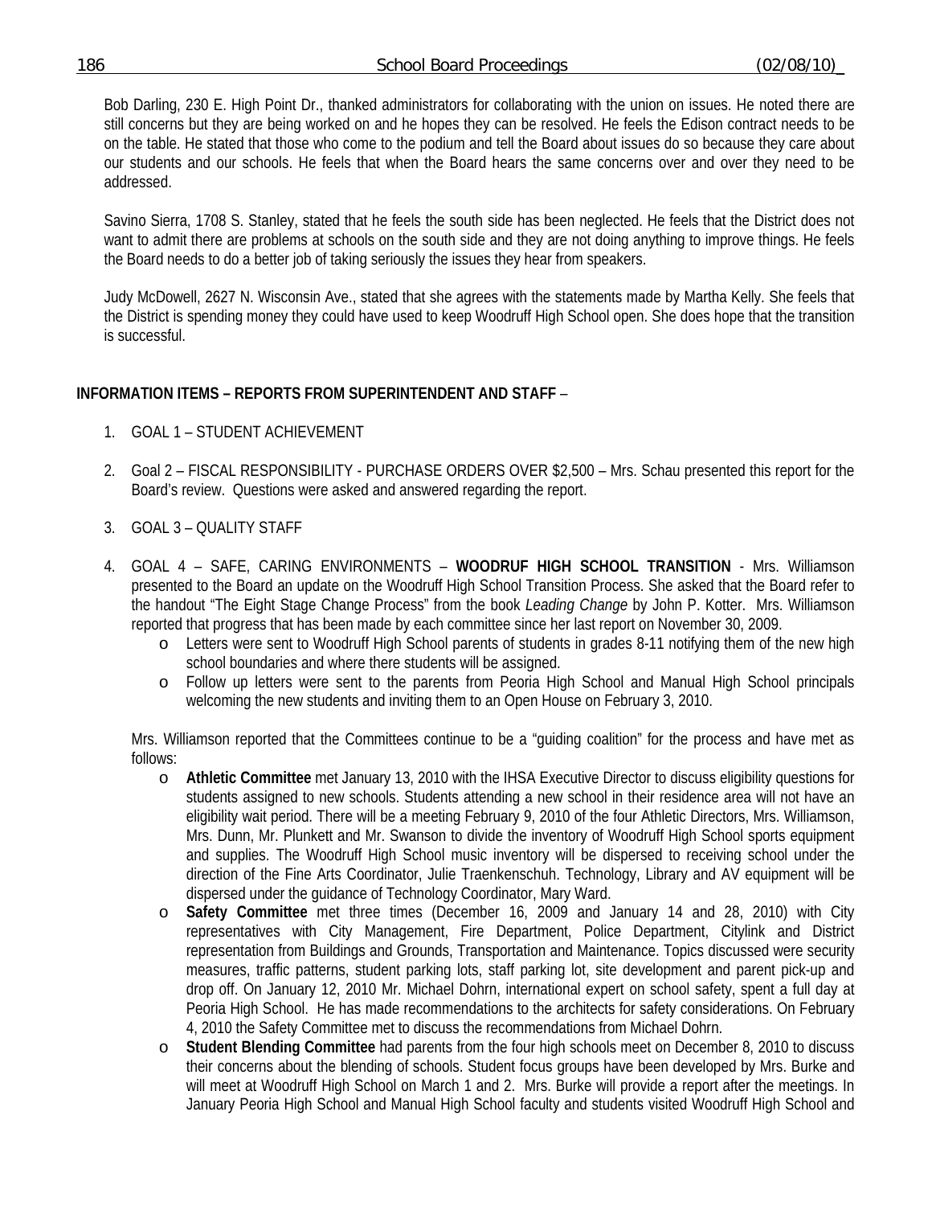Bob Darling, 230 E. High Point Dr., thanked administrators for collaborating with the union on issues. He noted there are still concerns but they are being worked on and he hopes they can be resolved. He feels the Edison contract needs to be on the table. He stated that those who come to the podium and tell the Board about issues do so because they care about our students and our schools. He feels that when the Board hears the same concerns over and over they need to be addressed.

Savino Sierra, 1708 S. Stanley, stated that he feels the south side has been neglected. He feels that the District does not want to admit there are problems at schools on the south side and they are not doing anything to improve things. He feels the Board needs to do a better job of taking seriously the issues they hear from speakers.

Judy McDowell, 2627 N. Wisconsin Ave., stated that she agrees with the statements made by Martha Kelly. She feels that the District is spending money they could have used to keep Woodruff High School open. She does hope that the transition is successful.

**INFORMATION ITEMS – REPORTS FROM SUPERINTENDENT AND STAFF** –

1. GOAL 1 – STUDENT ACHIEVEMENT

2. Goal 2 – FISCAL RESPONSIBILITY - PURCHASE ORDERS OVER $2,500 – Mrs. Schau presented this report for the Board's review. Questions were asked and answered regarding the report.

3. GOAL 3 – QUALITY STAFF

4. GOAL 4 – SAFE, CARING ENVIRONMENTS – **WOODRUF HIGH SCHOOL TRANSITION** - Mrs. Williamson presented to the Board an update on the Woodruff High School Transition Process. She asked that the Board refer to the handout "The Eight Stage Change Process" from the book *Leading Change* by John P. Kotter. Mrs. Williamson reported that progress that has been made by each committee since her last report on November 30, 2009.
   - Letters were sent to Woodruff High School parents of students in grades 8-11 notifying them of the new high school boundaries and where there students will be assigned.
   - Follow up letters were sent to the parents from Peoria High School and Manual High School principals welcoming the new students and inviting them to an Open House on February 3, 2010.

   Mrs. Williamson reported that the Committees continue to be a "guiding coalition" for the process and have met as follows:
   - **Athletic Committee** met January 13, 2010 with the IHSA Executive Director to discuss eligibility questions for students assigned to new schools. Students attending a new school in their residence area will not have an eligibility wait period. There will be a meeting February 9, 2010 of the four Athletic Directors, Mrs. Williamson, Mrs. Dunn, Mr. Plunkett and Mr. Swanson to divide the inventory of Woodruff High School sports equipment and supplies. The Woodruff High School music inventory will be dispersed to receiving school under the direction of the Fine Arts Coordinator, Julie Traenkenschuh. Technology, Library and AV equipment will be dispersed under the guidance of Technology Coordinator, Mary Ward.
   - **Safety Committee** met three times (December 16, 2009 and January 14 and 28, 2010) with City representatives with City Management, Fire Department, Police Department, Citylink and District representation from Buildings and Grounds, Transportation and Maintenance. Topics discussed were security measures, traffic patterns, student parking lots, staff parking lot, site development and parent pick-up and drop off. On January 12, 2010 Mr. Michael Dohrn, international expert on school safety, spent a full day at Peoria High School. He has made recommendations to the architects for safety considerations. On February 4, 2010 the Safety Committee met to discuss the recommendations from Michael Dohrn.
   - **Student Blending Committee** had parents from the four high schools meet on December 8, 2010 to discuss their concerns about the blending of schools. Student focus groups have been developed by Mrs. Burke and will meet at Woodruff High School on March 1 and 2. Mrs. Burke will provide a report after the meetings. In January Peoria High School and Manual High School faculty and students visited Woodruff High School and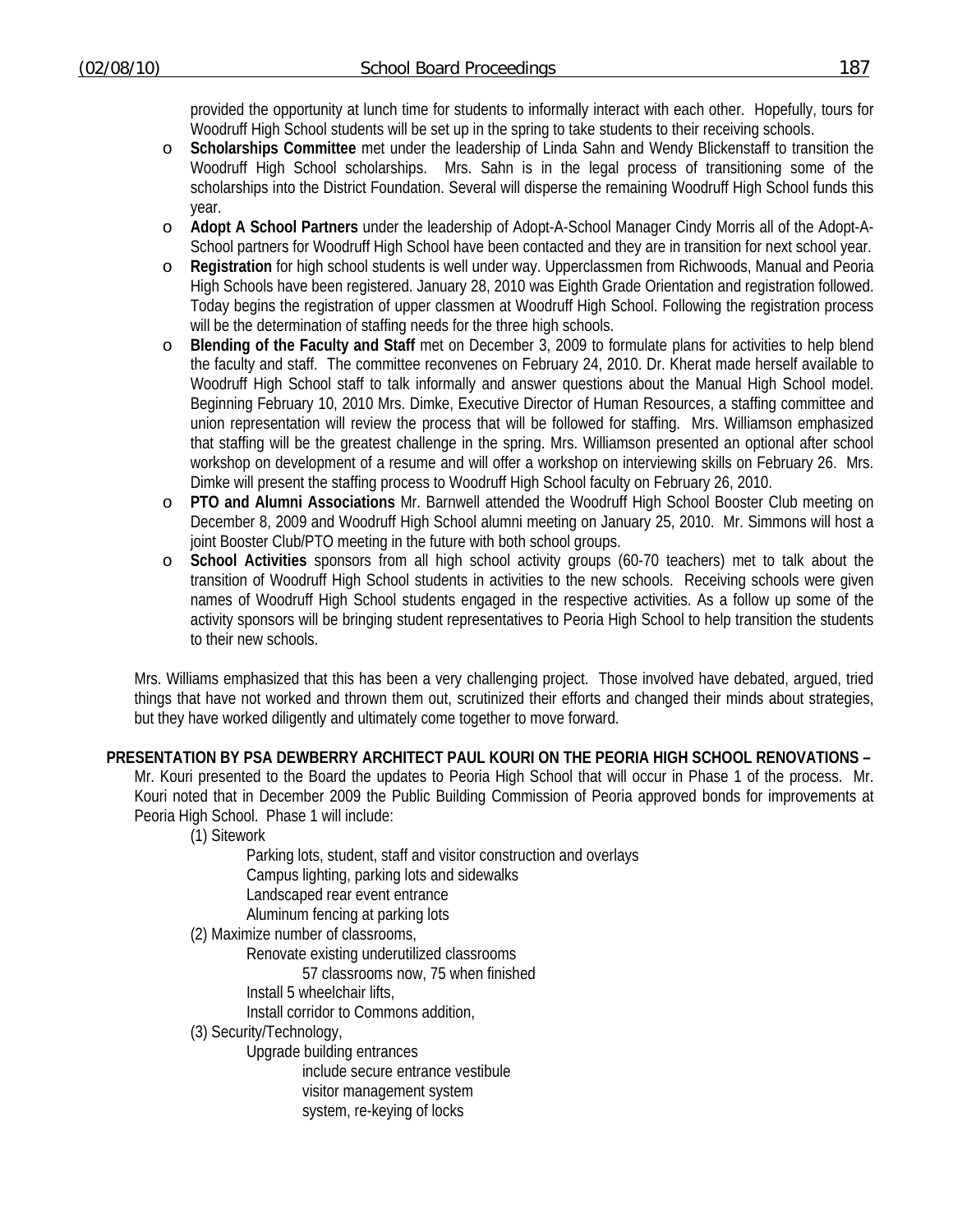provided the opportunity at lunch time for students to informally interact with each other. Hopefully, tours for Woodruff High School students will be set up in the spring to take students to their receiving schools.

- **Scholarships Committee** met under the leadership of Linda Sahn and Wendy Blickenstaff to transition the Woodruff High School scholarships. Mrs. Sahn is in the legal process of transitioning some of the scholarships into the District Foundation. Several will disperse the remaining Woodruff High School funds this year.
- **Adopt A School Partners** under the leadership of Adopt-A-School Manager Cindy Morris all of the Adopt-A-School partners for Woodruff High School have been contacted and they are in transition for next school year.
- **Registration** for high school students is well under way. Upperclassmen from Richwoods, Manual and Peoria High Schools have been registered. January 28, 2010 was Eighth Grade Orientation and registration followed. Today begins the registration of upper classmen at Woodruff High School. Following the registration process will be the determination of staffing needs for the three high schools.
- **Blending of the Faculty and Staff** met on December 3, 2009 to formulate plans for activities to help blend the faculty and staff. The committee reconvenes on February 24, 2010. Dr. Kherat made herself available to Woodruff High School staff to talk informally and answer questions about the Manual High School model. Beginning February 10, 2010 Mrs. Dimke, Executive Director of Human Resources, a staffing committee and union representation will review the process that will be followed for staffing. Mrs. Williamson emphasized that staffing will be the greatest challenge in the spring. Mrs. Williamson presented an optional after school workshop on development of a resume and will offer a workshop on interviewing skills on February 26. Mrs. Dimke will present the staffing process to Woodruff High School faculty on February 26, 2010.
- **PTO and Alumni Associations** Mr. Barnwell attended the Woodruff High School Booster Club meeting on December 8, 2009 and Woodruff High School alumni meeting on January 25, 2010. Mr. Simmons will host a joint Booster Club/PTO meeting in the future with both school groups.
- **School Activities** sponsors from all high school activity groups (60-70 teachers) met to talk about the transition of Woodruff High School students in activities to the new schools. Receiving schools were given names of Woodruff High School students engaged in the respective activities. As a follow up some of the activity sponsors will be bringing student representatives to Peoria High School to help transition the students to their new schools.

Mrs. Williams emphasized that this has been a very challenging project. Those involved have debated, argued, tried things that have not worked and thrown them out, scrutinized their efforts and changed their minds about strategies, but they have worked diligently and ultimately come together to move forward.

**PRESENTATION BY PSA DEWBERRY ARCHITECT PAUL KOURI ON THE PEORIA HIGH SCHOOL RENOVATIONS –** Mr. Kouri presented to the Board the updates to Peoria High School that will occur in Phase 1 of the process. Mr. Kouri noted that in December 2009 the Public Building Commission of Peoria approved bonds for improvements at Peoria High School. Phase 1 will include:

(1) Sitework
- Parking lots, student, staff and visitor construction and overlays
- Campus lighting, parking lots and sidewalks
- Landscaped rear event entrance
- Aluminum fencing at parking lots

(2) Maximize number of classrooms,
- Renovate existing underutilized classrooms
  - 57 classrooms now, 75 when finished
- Install 5 wheelchair lifts,
- Install corridor to Commons addition,

(3) Security/Technology,
- Upgrade building entrances
  - include secure entrance vestibule
  - visitor management system
  - system, re-keying of locks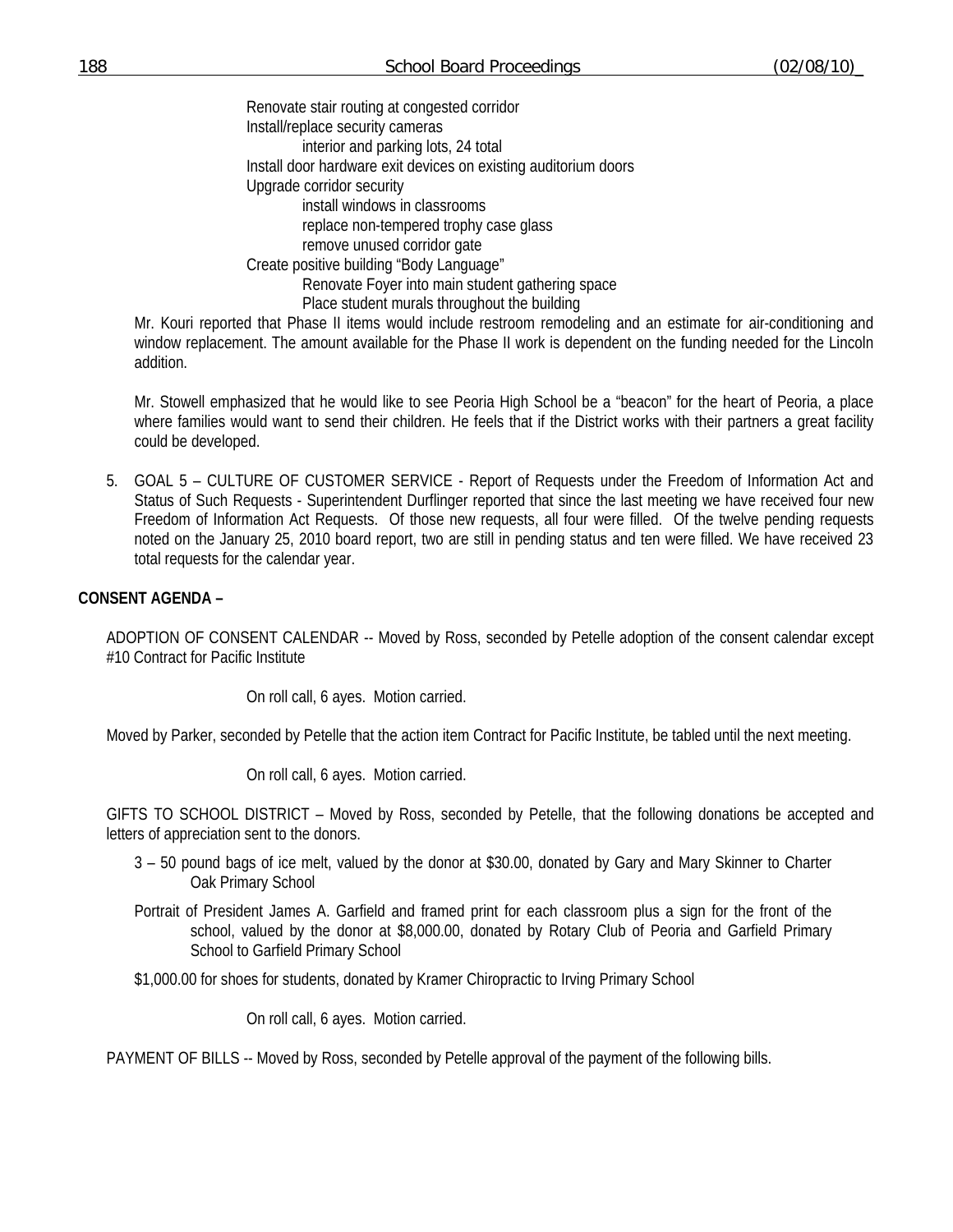Renovate stair routing at congested corridor
Install/replace security cameras
- interior and parking lots, 24 total

Install door hardware exit devices on existing auditorium doors
Upgrade corridor security
- install windows in classrooms
- replace non-tempered trophy case glass
- remove unused corridor gate

Create positive building "Body Language"
- Renovate Foyer into main student gathering space
- Place student murals throughout the building

Mr. Kouri reported that Phase II items would include restroom remodeling and an estimate for air-conditioning and window replacement. The amount available for the Phase II work is dependent on the funding needed for the Lincoln addition.

Mr. Stowell emphasized that he would like to see Peoria High School be a "beacon" for the heart of Peoria, a place where families would want to send their children. He feels that if the District works with their partners a great facility could be developed.

5. GOAL 5 – CULTURE OF CUSTOMER SERVICE - Report of Requests under the Freedom of Information Act and Status of Such Requests - Superintendent Durflinger reported that since the last meeting we have received four new Freedom of Information Act Requests. Of those new requests, all four were filled. Of the twelve pending requests noted on the January 25, 2010 board report, two are still in pending status and ten were filled. We have received 23 total requests for the calendar year.

**CONSENT AGENDA –**

ADOPTION OF CONSENT CALENDAR -- Moved by Ross, seconded by Petelle adoption of the consent calendar except #10 Contract for Pacific Institute

On roll call, 6 ayes. Motion carried.

Moved by Parker, seconded by Petelle that the action item Contract for Pacific Institute, be tabled until the next meeting.

On roll call, 6 ayes. Motion carried.

GIFTS TO SCHOOL DISTRICT – Moved by Ross, seconded by Petelle, that the following donations be accepted and letters of appreciation sent to the donors.

3 – 50 pound bags of ice melt, valued by the donor at $30.00, donated by Gary and Mary Skinner to Charter Oak Primary School

Portrait of President James A. Garfield and framed print for each classroom plus a sign for the front of the school, valued by the donor at $8,000.00, donated by Rotary Club of Peoria and Garfield Primary School to Garfield Primary School

$1,000.00 for shoes for students, donated by Kramer Chiropractic to Irving Primary School

On roll call, 6 ayes. Motion carried.

PAYMENT OF BILLS -- Moved by Ross, seconded by Petelle approval of the payment of the following bills.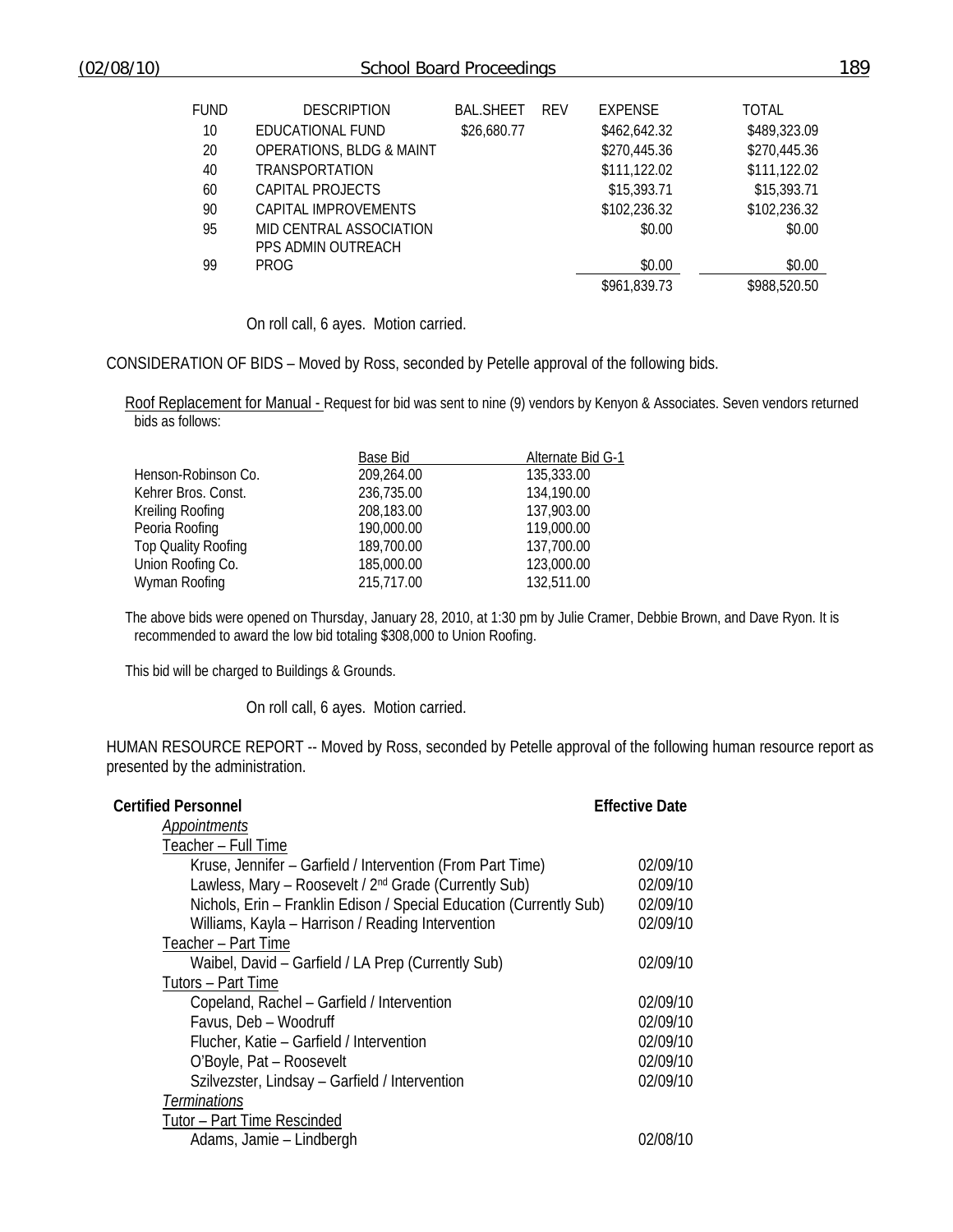| FUND | DESCRIPTION | BAL.SHEET | REV | EXPENSE | TOTAL |
|---|---|---|---|---|---|
| 10 | EDUCATIONAL FUND | $26,680.77 | | $462,642.32 | $489,323.09 |
| 20 | OPERATIONS, BLDG & MAINT | | | $270,445.36 | $270,445.36 |
| 40 | TRANSPORTATION | | | $111,122.02 | $111,122.02 |
| 60 | CAPITAL PROJECTS | | | $15,393.71 | $15,393.71 |
| 90 | CAPITAL IMPROVEMENTS | | | $102,236.32 | $102,236.32 |
| 95 | MID CENTRAL ASSOCIATION | | | $0.00 | $0.00 |
| 99 | PPS ADMIN OUTREACH PROG | | | $0.00 | $0.00 |
| | | | | $961,839.73 | $988,520.50 |

On roll call, 6 ayes. Motion carried.

CONSIDERATION OF BIDS – Moved by Ross, seconded by Petelle approval of the following bids.

Roof Replacement for Manual - Request for bid was sent to nine (9) vendors by Kenyon & Associates. Seven vendors returned bids as follows:

| | Base Bid | Alternate Bid G-1 |
|---|---|---|
| Henson-Robinson Co. | 209,264.00 | 135,333.00 |
| Kehrer Bros. Const. | 236,735.00 | 134,190.00 |
| Kreiling Roofing | 208,183.00 | 137,903.00 |
| Peoria Roofing | 190,000.00 | 119,000.00 |
| Top Quality Roofing | 189,700.00 | 137,700.00 |
| Union Roofing Co. | 185,000.00 | 123,000.00 |
| Wyman Roofing | 215,717.00 | 132,511.00 |

The above bids were opened on Thursday, January 28, 2010, at 1:30 pm by Julie Cramer, Debbie Brown, and Dave Ryon. It is recommended to award the low bid totaling $308,000 to Union Roofing.

This bid will be charged to Buildings & Grounds.

On roll call, 6 ayes. Motion carried.

HUMAN RESOURCE REPORT -- Moved by Ross, seconded by Petelle approval of the following human resource report as presented by the administration.

| **Certified Personnel** | **Effective Date** |
|---|---|
| *Appointments* | |
| Teacher – Full Time | |
| Kruse, Jennifer – Garfield / Intervention (From Part Time) | 02/09/10 |
| Lawless, Mary – Roosevelt / 2nd Grade (Currently Sub) | 02/09/10 |
| Nichols, Erin – Franklin Edison / Special Education (Currently Sub) | 02/09/10 |
| Williams, Kayla – Harrison / Reading Intervention | 02/09/10 |
| Teacher – Part Time | |
| Waibel, David – Garfield / LA Prep (Currently Sub) | 02/09/10 |
| Tutors – Part Time | |
| Copeland, Rachel – Garfield / Intervention | 02/09/10 |
| Favus, Deb – Woodruff | 02/09/10 |
| Flucher, Katie – Garfield / Intervention | 02/09/10 |
| O'Boyle, Pat – Roosevelt | 02/09/10 |
| Szilvezster, Lindsay – Garfield / Intervention | 02/09/10 |
| *Terminations* | |
| Tutor – Part Time Rescinded | |
| Adams, Jamie – Lindbergh | 02/08/10 |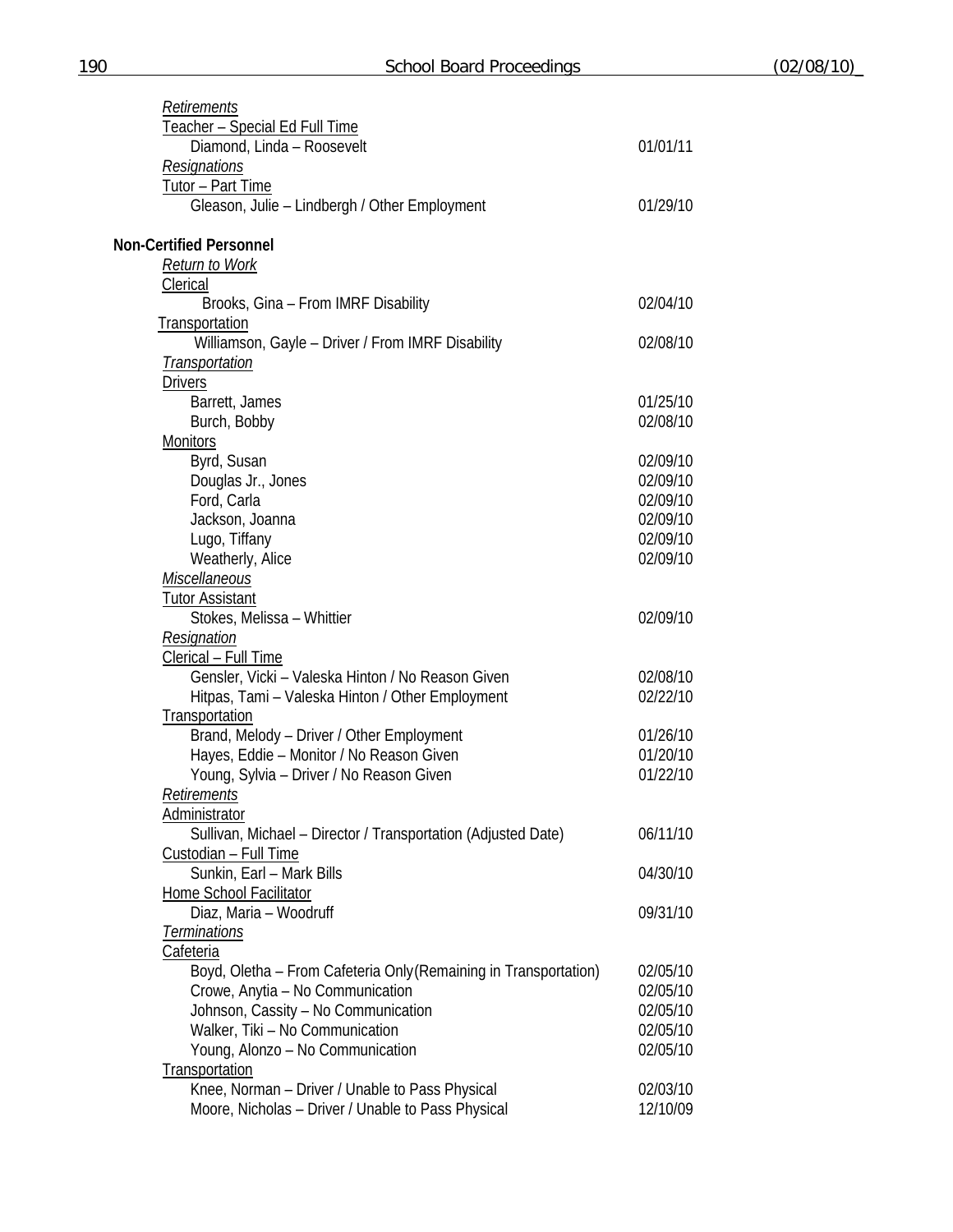*Retirements*

Teacher – Special Ed Full Time

Diamond, Linda – Roosevelt 01/01/11

*Resignations*

Tutor – Part Time

Gleason, Julie – Lindbergh / Other Employment 01/29/10

**Non-Certified Personnel**

*Return to Work*

Clerical

Brooks, Gina – From IMRF Disability 02/04/10

Transportation

Williamson, Gayle – Driver / From IMRF Disability 02/08/10

*Transportation*

Drivers

Barrett, James 01/25/10

Burch, Bobby 02/08/10

Monitors

Byrd, Susan 02/09/10

Douglas Jr., Jones 02/09/10

Ford, Carla 02/09/10

Jackson, Joanna 02/09/10

Lugo, Tiffany 02/09/10

Weatherly, Alice 02/09/10

*Miscellaneous*

Tutor Assistant

Stokes, Melissa – Whittier 02/09/10

*Resignation*

Clerical – Full Time

Gensler, Vicki – Valeska Hinton / No Reason Given 02/08/10

Hitpas, Tami – Valeska Hinton / Other Employment 02/22/10

Transportation

Brand, Melody – Driver / Other Employment 01/26/10

Hayes, Eddie – Monitor / No Reason Given 01/20/10

Young, Sylvia – Driver / No Reason Given 01/22/10

*Retirements*

Administrator

Sullivan, Michael – Director / Transportation (Adjusted Date) 06/11/10

Custodian – Full Time

Sunkin, Earl – Mark Bills 04/30/10

Home School Facilitator

Diaz, Maria – Woodruff 09/31/10

*Terminations*

Cafeteria

Boyd, Oletha – From Cafeteria Only(Remaining in Transportation) 02/05/10

Crowe, Anytia – No Communication 02/05/10

Johnson, Cassity – No Communication 02/05/10

Walker, Tiki – No Communication 02/05/10

Young, Alonzo – No Communication 02/05/10

Transportation

Knee, Norman – Driver / Unable to Pass Physical 02/03/10

Moore, Nicholas – Driver / Unable to Pass Physical 12/10/09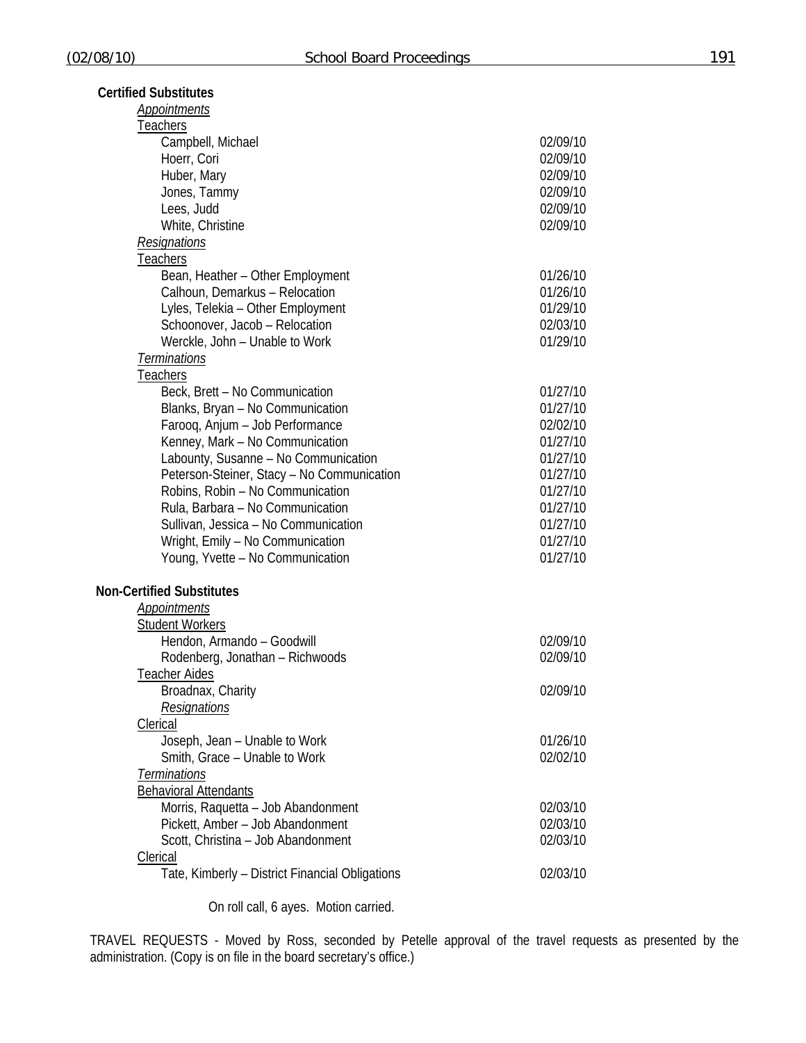**Certified Substitutes**

| | |
|---|---|
| *Appointments* | |
| Teachers | |
| Campbell, Michael | 02/09/10 |
| Hoerr, Cori | 02/09/10 |
| Huber, Mary | 02/09/10 |
| Jones, Tammy | 02/09/10 |
| Lees, Judd | 02/09/10 |
| White, Christine | 02/09/10 |
| *Resignations* | |
| Teachers | |
| Bean, Heather – Other Employment | 01/26/10 |
| Calhoun, Demarkus – Relocation | 01/26/10 |
| Lyles, Telekia – Other Employment | 01/29/10 |
| Schoonover, Jacob – Relocation | 02/03/10 |
| Werckle, John – Unable to Work | 01/29/10 |
| *Terminations* | |
| Teachers | |
| Beck, Brett – No Communication | 01/27/10 |
| Blanks, Bryan – No Communication | 01/27/10 |
| Farooq, Anjum – Job Performance | 02/02/10 |
| Kenney, Mark – No Communication | 01/27/10 |
| Labounty, Susanne – No Communication | 01/27/10 |
| Peterson-Steiner, Stacy – No Communication | 01/27/10 |
| Robins, Robin – No Communication | 01/27/10 |
| Rula, Barbara – No Communication | 01/27/10 |
| Sullivan, Jessica – No Communication | 01/27/10 |
| Wright, Emily – No Communication | 01/27/10 |
| Young, Yvette – No Communication | 01/27/10 |

**Non-Certified Substitutes**

| | |
|---|---|
| *Appointments* | |
| Student Workers | |
| Hendon, Armando – Goodwill | 02/09/10 |
| Rodenberg, Jonathan – Richwoods | 02/09/10 |
| Teacher Aides | |
| Broadnax, Charity | 02/09/10 |
| *Resignations* | |
| Clerical | |
| Joseph, Jean – Unable to Work | 01/26/10 |
| Smith, Grace – Unable to Work | 02/02/10 |
| *Terminations* | |
| Behavioral Attendants | |
| Morris, Raquetta – Job Abandonment | 02/03/10 |
| Pickett, Amber – Job Abandonment | 02/03/10 |
| Scott, Christina – Job Abandonment | 02/03/10 |
| Clerical | |
| Tate, Kimberly – District Financial Obligations | 02/03/10 |

On roll call, 6 ayes. Motion carried.

TRAVEL REQUESTS - Moved by Ross, seconded by Petelle approval of the travel requests as presented by the administration. (Copy is on file in the board secretary's office.)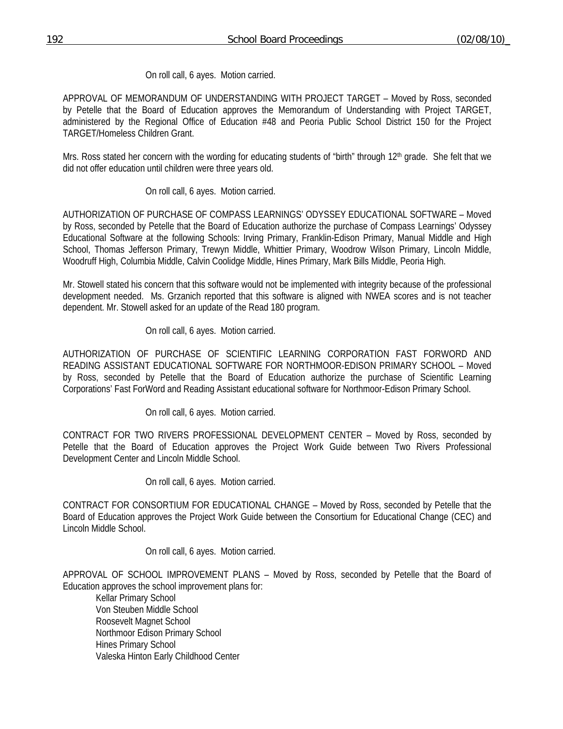On roll call, 6 ayes. Motion carried.

APPROVAL OF MEMORANDUM OF UNDERSTANDING WITH PROJECT TARGET – Moved by Ross, seconded by Petelle that the Board of Education approves the Memorandum of Understanding with Project TARGET, administered by the Regional Office of Education #48 and Peoria Public School District 150 for the Project TARGET/Homeless Children Grant.

Mrs. Ross stated her concern with the wording for educating students of "birth" through 12th grade. She felt that we did not offer education until children were three years old.

On roll call, 6 ayes. Motion carried.

AUTHORIZATION OF PURCHASE OF COMPASS LEARNINGS' ODYSSEY EDUCATIONAL SOFTWARE – Moved by Ross, seconded by Petelle that the Board of Education authorize the purchase of Compass Learnings' Odyssey Educational Software at the following Schools: Irving Primary, Franklin-Edison Primary, Manual Middle and High School, Thomas Jefferson Primary, Trewyn Middle, Whittier Primary, Woodrow Wilson Primary, Lincoln Middle, Woodruff High, Columbia Middle, Calvin Coolidge Middle, Hines Primary, Mark Bills Middle, Peoria High.

Mr. Stowell stated his concern that this software would not be implemented with integrity because of the professional development needed. Ms. Grzanich reported that this software is aligned with NWEA scores and is not teacher dependent. Mr. Stowell asked for an update of the Read 180 program.

On roll call, 6 ayes. Motion carried.

AUTHORIZATION OF PURCHASE OF SCIENTIFIC LEARNING CORPORATION FAST FORWORD AND READING ASSISTANT EDUCATIONAL SOFTWARE FOR NORTHMOOR-EDISON PRIMARY SCHOOL – Moved by Ross, seconded by Petelle that the Board of Education authorize the purchase of Scientific Learning Corporations' Fast ForWord and Reading Assistant educational software for Northmoor-Edison Primary School.

On roll call, 6 ayes. Motion carried.

CONTRACT FOR TWO RIVERS PROFESSIONAL DEVELOPMENT CENTER – Moved by Ross, seconded by Petelle that the Board of Education approves the Project Work Guide between Two Rivers Professional Development Center and Lincoln Middle School.

On roll call, 6 ayes. Motion carried.

CONTRACT FOR CONSORTIUM FOR EDUCATIONAL CHANGE – Moved by Ross, seconded by Petelle that the Board of Education approves the Project Work Guide between the Consortium for Educational Change (CEC) and Lincoln Middle School.

On roll call, 6 ayes. Motion carried.

APPROVAL OF SCHOOL IMPROVEMENT PLANS – Moved by Ross, seconded by Petelle that the Board of Education approves the school improvement plans for:

Kellar Primary School
Von Steuben Middle School
Roosevelt Magnet School
Northmoor Edison Primary School
Hines Primary School
Valeska Hinton Early Childhood Center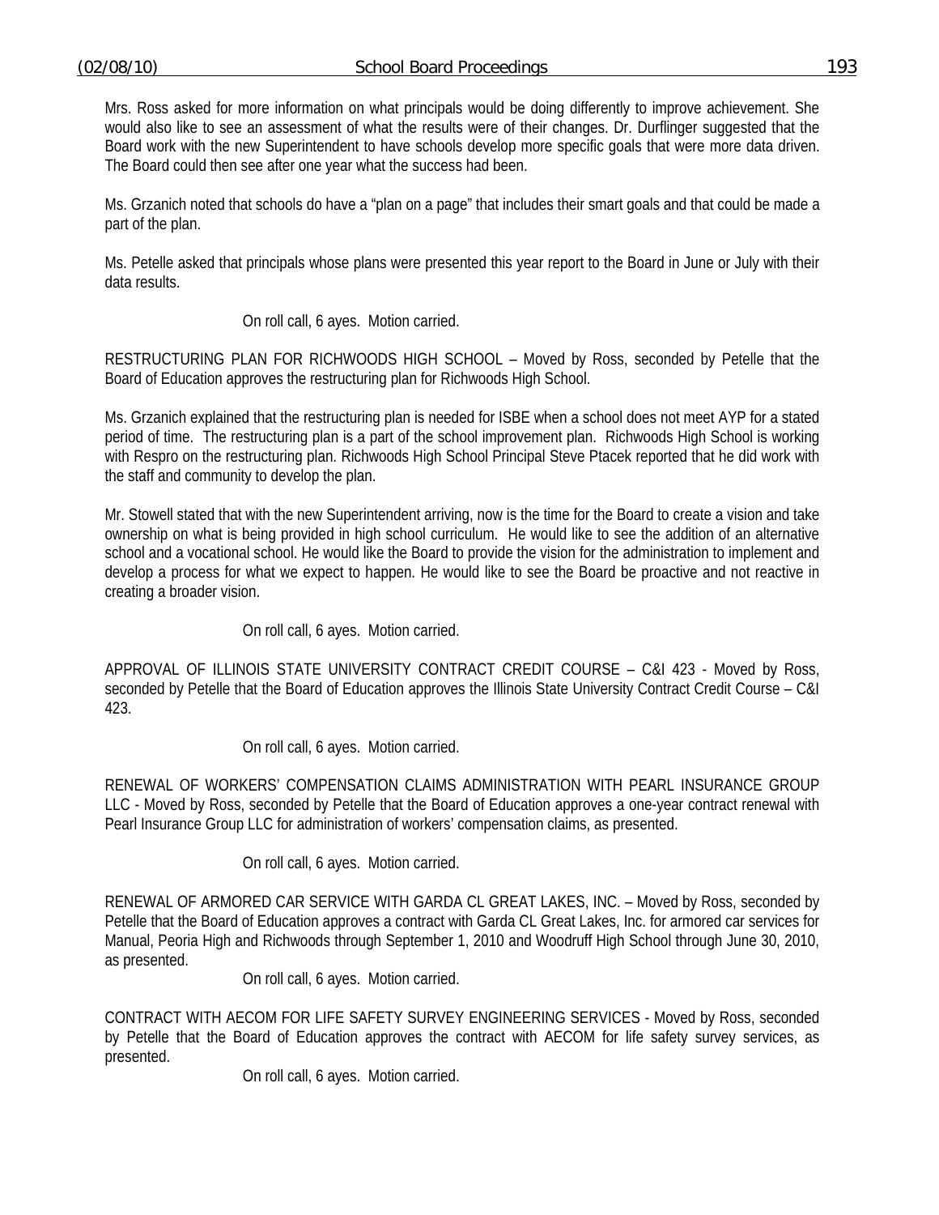Mrs. Ross asked for more information on what principals would be doing differently to improve achievement. She would also like to see an assessment of what the results were of their changes. Dr. Durflinger suggested that the Board work with the new Superintendent to have schools develop more specific goals that were more data driven. The Board could then see after one year what the success had been.

Ms. Grzanich noted that schools do have a "plan on a page" that includes their smart goals and that could be made a part of the plan.

Ms. Petelle asked that principals whose plans were presented this year report to the Board in June or July with their data results.

On roll call, 6 ayes. Motion carried.

RESTRUCTURING PLAN FOR RICHWOODS HIGH SCHOOL – Moved by Ross, seconded by Petelle that the Board of Education approves the restructuring plan for Richwoods High School.

Ms. Grzanich explained that the restructuring plan is needed for ISBE when a school does not meet AYP for a stated period of time. The restructuring plan is a part of the school improvement plan. Richwoods High School is working with Respro on the restructuring plan. Richwoods High School Principal Steve Ptacek reported that he did work with the staff and community to develop the plan.

Mr. Stowell stated that with the new Superintendent arriving, now is the time for the Board to create a vision and take ownership on what is being provided in high school curriculum. He would like to see the addition of an alternative school and a vocational school. He would like the Board to provide the vision for the administration to implement and develop a process for what we expect to happen. He would like to see the Board be proactive and not reactive in creating a broader vision.

On roll call, 6 ayes. Motion carried.

APPROVAL OF ILLINOIS STATE UNIVERSITY CONTRACT CREDIT COURSE – C&I 423 - Moved by Ross, seconded by Petelle that the Board of Education approves the Illinois State University Contract Credit Course – C&I 423.

On roll call, 6 ayes. Motion carried.

RENEWAL OF WORKERS' COMPENSATION CLAIMS ADMINISTRATION WITH PEARL INSURANCE GROUP LLC - Moved by Ross, seconded by Petelle that the Board of Education approves a one-year contract renewal with Pearl Insurance Group LLC for administration of workers' compensation claims, as presented.

On roll call, 6 ayes. Motion carried.

RENEWAL OF ARMORED CAR SERVICE WITH GARDA CL GREAT LAKES, INC. – Moved by Ross, seconded by Petelle that the Board of Education approves a contract with Garda CL Great Lakes, Inc. for armored car services for Manual, Peoria High and Richwoods through September 1, 2010 and Woodruff High School through June 30, 2010, as presented.

On roll call, 6 ayes. Motion carried.

CONTRACT WITH AECOM FOR LIFE SAFETY SURVEY ENGINEERING SERVICES - Moved by Ross, seconded by Petelle that the Board of Education approves the contract with AECOM for life safety survey services, as presented.

On roll call, 6 ayes. Motion carried.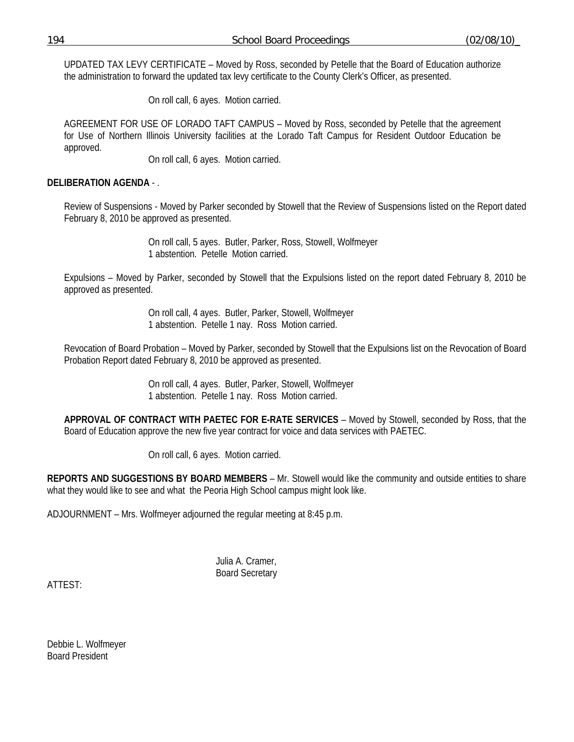UPDATED TAX LEVY CERTIFICATE – Moved by Ross, seconded by Petelle that the Board of Education authorize the administration to forward the updated tax levy certificate to the County Clerk's Officer, as presented.

On roll call, 6 ayes. Motion carried.

AGREEMENT FOR USE OF LORADO TAFT CAMPUS – Moved by Ross, seconded by Petelle that the agreement for Use of Northern Illinois University facilities at the Lorado Taft Campus for Resident Outdoor Education be approved.

On roll call, 6 ayes. Motion carried.

**DELIBERATION AGENDA** - .

Review of Suspensions - Moved by Parker seconded by Stowell that the Review of Suspensions listed on the Report dated February 8, 2010 be approved as presented.

On roll call, 5 ayes. Butler, Parker, Ross, Stowell, Wolfmeyer
1 abstention. Petelle Motion carried.

Expulsions – Moved by Parker, seconded by Stowell that the Expulsions listed on the report dated February 8, 2010 be approved as presented.

On roll call, 4 ayes. Butler, Parker, Stowell, Wolfmeyer
1 abstention. Petelle 1 nay. Ross Motion carried.

Revocation of Board Probation – Moved by Parker, seconded by Stowell that the Expulsions list on the Revocation of Board Probation Report dated February 8, 2010 be approved as presented.

On roll call, 4 ayes. Butler, Parker, Stowell, Wolfmeyer
1 abstention. Petelle 1 nay. Ross Motion carried.

**APPROVAL OF CONTRACT WITH PAETEC FOR E-RATE SERVICES** – Moved by Stowell, seconded by Ross, that the Board of Education approve the new five year contract for voice and data services with PAETEC.

On roll call, 6 ayes. Motion carried.

**REPORTS AND SUGGESTIONS BY BOARD MEMBERS** – Mr. Stowell would like the community and outside entities to share what they would like to see and what the Peoria High School campus might look like.

ADJOURNMENT – Mrs. Wolfmeyer adjourned the regular meeting at 8:45 p.m.

Julia A. Cramer,
Board Secretary

ATTEST:

Debbie L. Wolfmeyer
Board President